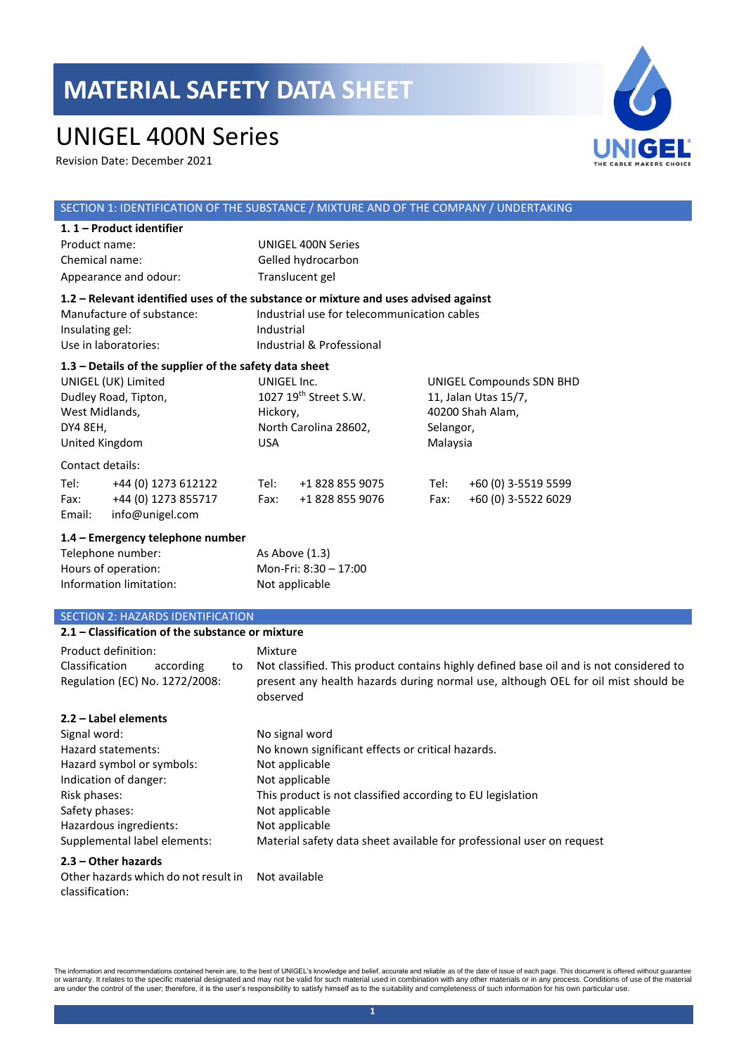# MATERIAL SAFETY DATA SHEET

# UNIGEL 400N Series

Revision Date: December 2021

## SECTION 1: IDENTIFICATION OF THE SUBSTANCE / MIXTURE AND OF THE COMPANY / UNDERTAKING

### 1. 1 – Product identifier

| | |
|---|---|
| Product name: | UNIGEL 400N Series |
| Chemical name: | Gelled hydrocarbon |
| Appearance and odour: | Translucent gel |

### 1.2 – Relevant identified uses of the substance or mixture and uses advised against

| | |
|---|---|
| Manufacture of substance: | Industrial use for telecommunication cables |
| Insulating gel: | Industrial |
| Use in laboratories: | Industrial & Professional |

### 1.3 – Details of the supplier of the safety data sheet

| UNIGEL (UK) Limited | UNIGEL Inc. | UNIGEL Compounds SDN BHD |
|---|---|---|
| Dudley Road, Tipton, | 1027 19th Street S.W. | 11, Jalan Utas 15/7, |
| West Midlands, | Hickory, | 40200 Shah Alam, |
| DY4 8EH, | North Carolina 28602, | Selangor, |
| United Kingdom | USA | Malaysia |

Contact details:

| | | | | | |
|---|---|---|---|---|---|
| Tel: | +44 (0) 1273 612122 | Tel: | +1 828 855 9075 | Tel: | +60 (0) 3-5519 5599 |
| Fax: | +44 (0) 1273 855717 | Fax: | +1 828 855 9076 | Fax: | +60 (0) 3-5522 6029 |
| Email: | info@unigel.com | | | | |

### 1.4 – Emergency telephone number

| | |
|---|---|
| Telephone number: | As Above (1.3) |
| Hours of operation: | Mon-Fri: 8:30 – 17:00 |
| Information limitation: | Not applicable |

## SECTION 2: HAZARDS IDENTIFICATION

### 2.1 – Classification of the substance or mixture

| | |
|---|---|
| Product definition: | Mixture |
| Classification according to Regulation (EC) No. 1272/2008: | Not classified. This product contains highly defined base oil and is not considered to present any health hazards during normal use, although OEL for oil mist should be observed |

### 2.2 – Label elements

| | |
|---|---|
| Signal word: | No signal word |
| Hazard statements: | No known significant effects or critical hazards. |
| Hazard symbol or symbols: | Not applicable |
| Indication of danger: | Not applicable |
| Risk phases: | This product is not classified according to EU legislation |
| Safety phases: | Not applicable |
| Hazardous ingredients: | Not applicable |
| Supplemental label elements: | Material safety data sheet available for professional user on request |

### 2.3 – Other hazards

| | |
|---|---|
| Other hazards which do not result in classification: | Not available |

The information and recommendations contained herein are, to the best of UNIGEL's knowledge and belief, accurate and reliable as of the date of issue of each page. This document is offered without guarantee or warranty. It relates to the specific material designated and may not be valid for such material used in combination with any other materials or in any process. Conditions of use of the material are under the control of the user; therefore, it is the user's responsibility to satisfy himself as to the suitability and completeness of such information for his own particular use.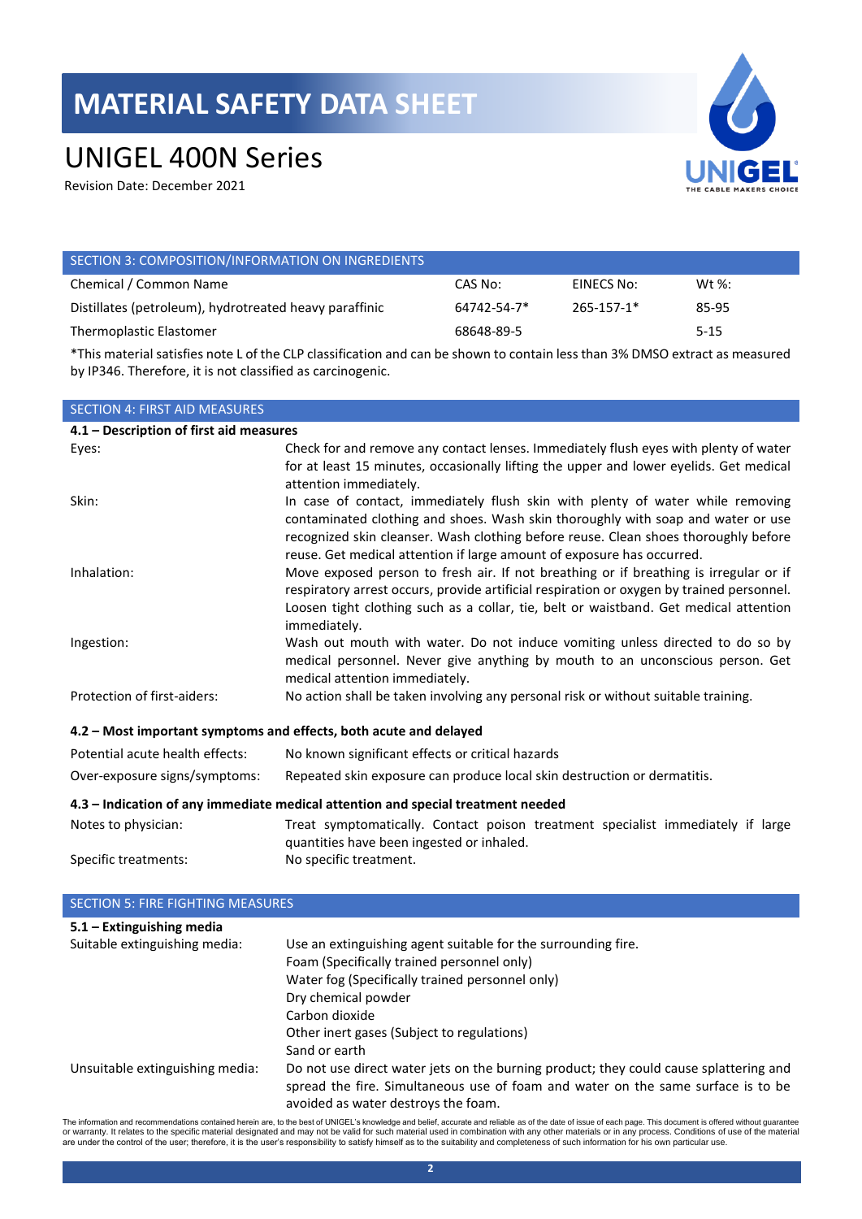# MATERIAL SAFETY DATA SHEET

# UNIGEL 400N Series

Revision Date: December 2021

## SECTION 3: COMPOSITION/INFORMATION ON INGREDIENTS

| Chemical / Common Name | CAS No: | EINECS No: | Wt %: |
|---|---|---|---|
| Distillates (petroleum), hydrotreated heavy paraffinic | 64742-54-7* | 265-157-1* | 85-95 |
| Thermoplastic Elastomer | 68648-89-5 | | 5-15 |

*This material satisfies note L of the CLP classification and can be shown to contain less than 3% DMSO extract as measured by IP346. Therefore, it is not classified as carcinogenic.

## SECTION 4: FIRST AID MEASURES

**4.1 – Description of first aid measures**

| | |
|---|---|
| Eyes: | Check for and remove any contact lenses. Immediately flush eyes with plenty of water for at least 15 minutes, occasionally lifting the upper and lower eyelids. Get medical attention immediately. |
| Skin: | In case of contact, immediately flush skin with plenty of water while removing contaminated clothing and shoes. Wash skin thoroughly with soap and water or use recognized skin cleanser. Wash clothing before reuse. Clean shoes thoroughly before reuse. Get medical attention if large amount of exposure has occurred. |
| Inhalation: | Move exposed person to fresh air. If not breathing or if breathing is irregular or if respiratory arrest occurs, provide artificial respiration or oxygen by trained personnel. Loosen tight clothing such as a collar, tie, belt or waistband. Get medical attention immediately. |
| Ingestion: | Wash out mouth with water. Do not induce vomiting unless directed to do so by medical personnel. Never give anything by mouth to an unconscious person. Get medical attention immediately. |
| Protection of first-aiders: | No action shall be taken involving any personal risk or without suitable training. |

**4.2 – Most important symptoms and effects, both acute and delayed**

| | |
|---|---|
| Potential acute health effects: | No known significant effects or critical hazards |
| Over-exposure signs/symptoms: | Repeated skin exposure can produce local skin destruction or dermatitis. |

**4.3 – Indication of any immediate medical attention and special treatment needed**

| | |
|---|---|
| Notes to physician: | Treat symptomatically. Contact poison treatment specialist immediately if large quantities have been ingested or inhaled. |
| Specific treatments: | No specific treatment. |

## SECTION 5: FIRE FIGHTING MEASURES

**5.1 – Extinguishing media**

| | |
|---|---|
| Suitable extinguishing media: | Use an extinguishing agent suitable for the surrounding fire.<br>Foam (Specifically trained personnel only)<br>Water fog (Specifically trained personnel only)<br>Dry chemical powder<br>Carbon dioxide<br>Other inert gases (Subject to regulations)<br>Sand or earth |
| Unsuitable extinguishing media: | Do not use direct water jets on the burning product; they could cause splattering and spread the fire. Simultaneous use of foam and water on the same surface is to be avoided as water destroys the foam. |

The information and recommendations contained herein are, to the best of UNIGEL's knowledge and belief, accurate and reliable as of the date of issue of each page. This document is offered without guarantee or warranty. It relates to the specific material designated and may not be valid for such material used in combination with any other materials or in any process. Conditions of use of the material are under the control of the user; therefore, it is the user's responsibility to satisfy himself as to the suitability and completeness of such information for his own particular use.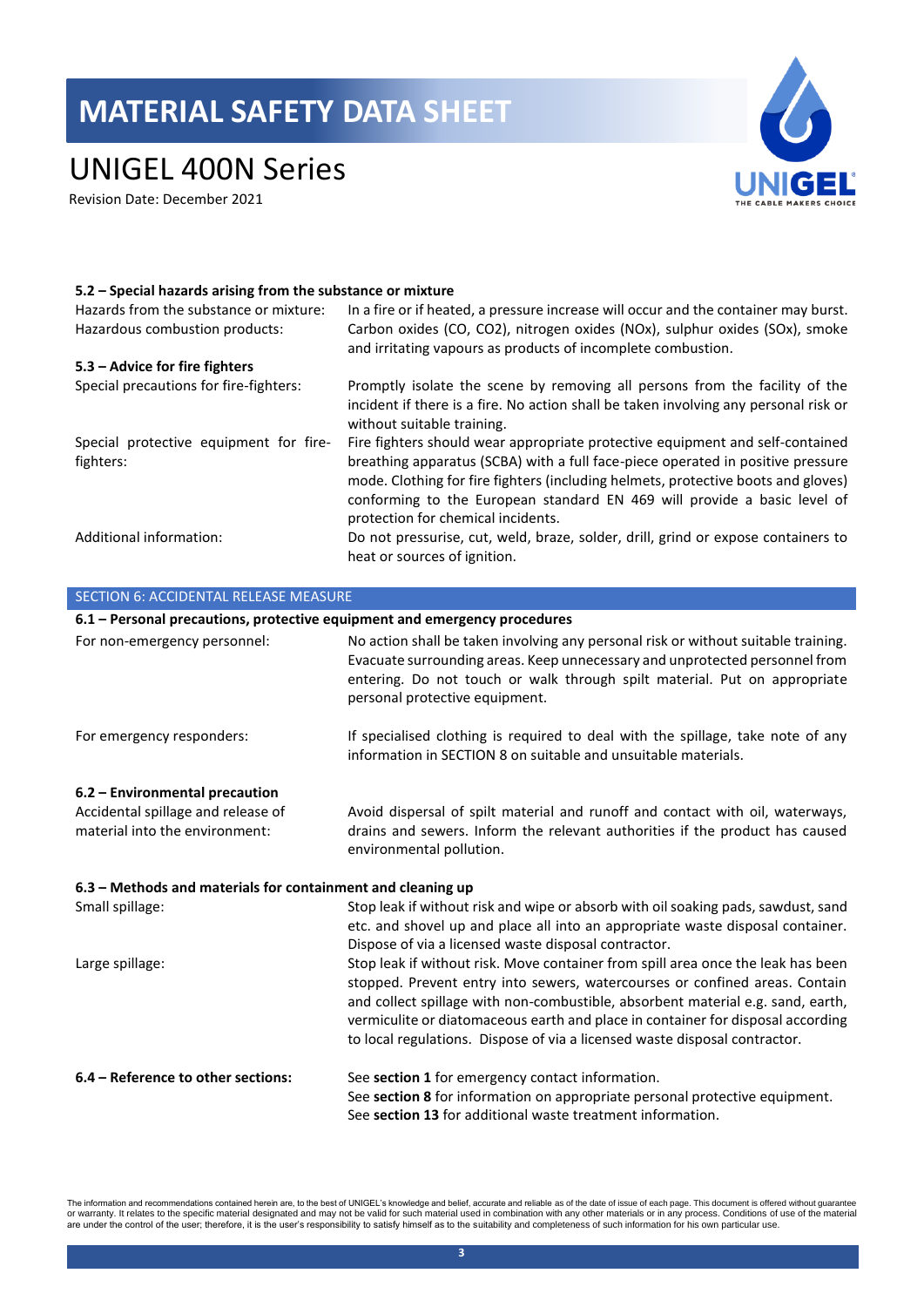### 5.2 – Special hazards arising from the substance or mixture

| | |
|---|---|
| Hazards from the substance or mixture: | In a fire or if heated, a pressure increase will occur and the container may burst. |
| Hazardous combustion products: | Carbon oxides (CO, $CO_2$), nitrogen oxides (NOx), sulphur oxides (SOx), smoke and irritating vapours as products of incomplete combustion. |

### 5.3 – Advice for fire fighters

| | |
|---|---|
| Special precautions for fire-fighters: | Promptly isolate the scene by removing all persons from the facility of the incident if there is a fire. No action shall be taken involving any personal risk or without suitable training. |
| Special protective equipment for fire-fighters: | Fire fighters should wear appropriate protective equipment and self-contained breathing apparatus (SCBA) with a full face-piece operated in positive pressure mode. Clothing for fire fighters (including helmets, protective boots and gloves) conforming to the European standard EN 469 will provide a basic level of protection for chemical incidents. |
| Additional information: | Do not pressurise, cut, weld, braze, solder, drill, grind or expose containers to heat or sources of ignition. |

## SECTION 6: ACCIDENTAL RELEASE MEASURE

### 6.1 – Personal precautions, protective equipment and emergency procedures

| | |
|---|---|
| For non-emergency personnel: | No action shall be taken involving any personal risk or without suitable training. Evacuate surrounding areas. Keep unnecessary and unprotected personnel from entering. Do not touch or walk through spilt material. Put on appropriate personal protective equipment. |
| For emergency responders: | If specialised clothing is required to deal with the spillage, take note of any information in SECTION 8 on suitable and unsuitable materials. |

### 6.2 – Environmental precaution

| | |
|---|---|
| Accidental spillage and release of material into the environment: | Avoid dispersal of spilt material and runoff and contact with oil, waterways, drains and sewers. Inform the relevant authorities if the product has caused environmental pollution. |

### 6.3 – Methods and materials for containment and cleaning up

| | |
|---|---|
| Small spillage: | Stop leak if without risk and wipe or absorb with oil soaking pads, sawdust, sand etc. and shovel up and place all into an appropriate waste disposal container. Dispose of via a licensed waste disposal contractor. |
| Large spillage: | Stop leak if without risk. Move container from spill area once the leak has been stopped. Prevent entry into sewers, watercourses or confined areas. Contain and collect spillage with non-combustible, absorbent material e.g. sand, earth, vermiculite or diatomaceous earth and place in container for disposal according to local regulations. Dispose of via a licensed waste disposal contractor. |

### 6.4 – Reference to other sections:

See **section 1** for emergency contact information.
See **section 8** for information on appropriate personal protective equipment.
See **section 13** for additional waste treatment information.

The information and recommendations contained herein are, to the best of UNIGEL's knowledge and belief, accurate and reliable as of the date of issue of each page. This document is offered without guarantee or warranty. It relates to the specific material designated and may not be valid for such material used in combination with any other materials or in any process. Conditions of use of the material are under the control of the user; therefore, it is the user's responsibility to satisfy himself as to the suitability and completeness of such information for his own particular use.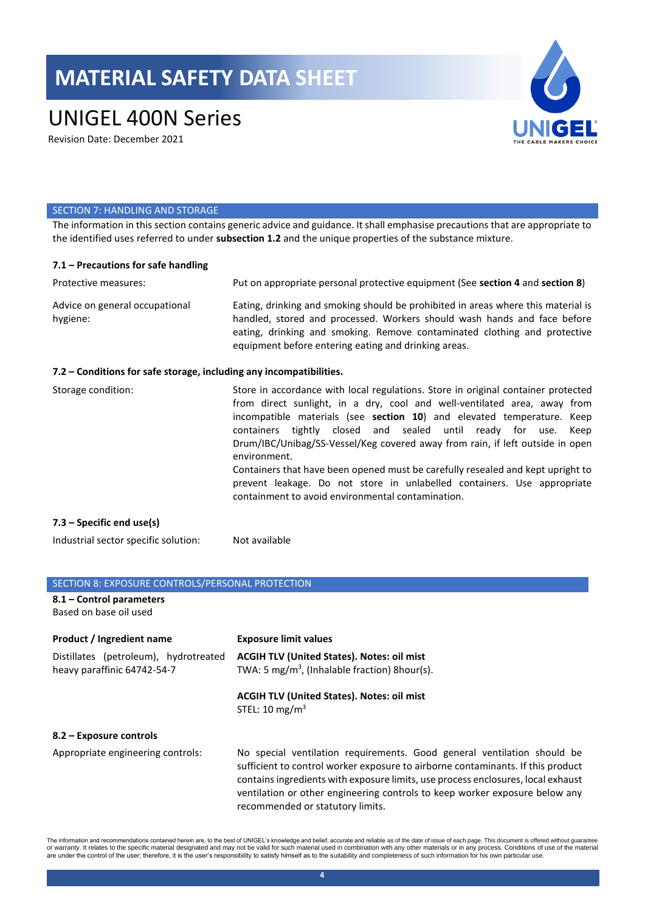# MATERIAL SAFETY DATA SHEET

# UNIGEL 400N Series

Revision Date: December 2021

## SECTION 7: HANDLING AND STORAGE

The information in this section contains generic advice and guidance. It shall emphasise precautions that are appropriate to the identified uses referred to under **subsection 1.2** and the unique properties of the substance mixture.

### 7.1 – Precautions for safe handling

| | |
|---|---|
| Protective measures: | Put on appropriate personal protective equipment (See **section 4** and **section 8**) |
| Advice on general occupational hygiene: | Eating, drinking and smoking should be prohibited in areas where this material is handled, stored and processed. Workers should wash hands and face before eating, drinking and smoking. Remove contaminated clothing and protective equipment before entering eating and drinking areas. |

### 7.2 – Conditions for safe storage, including any incompatibilities.

| | |
|---|---|
| Storage condition: | Store in accordance with local regulations. Store in original container protected from direct sunlight, in a dry, cool and well-ventilated area, away from incompatible materials (see **section 10**) and elevated temperature. Keep containers tightly closed and sealed until ready for use. Keep Drum/IBC/Unibag/SS-Vessel/Keg covered away from rain, if left outside in open environment.<br>Containers that have been opened must be carefully resealed and kept upright to prevent leakage. Do not store in unlabelled containers. Use appropriate containment to avoid environmental contamination. |

### 7.3 – Specific end use(s)

| | |
|---|---|
| Industrial sector specific solution: | Not available |

## SECTION 8: EXPOSURE CONTROLS/PERSONAL PROTECTION

### 8.1 – Control parameters

Based on base oil used

| Product / Ingredient name | Exposure limit values |
|---|---|
| Distillates (petroleum), hydrotreated heavy paraffinic 64742-54-7 | **ACGIH TLV (United States). Notes: oil mist**<br>TWA: 5 $mg/m^3$, (Inhalable fraction) 8hour(s). |
| | **ACGIH TLV (United States). Notes: oil mist**<br>STEL: 10 $mg/m^3$ |

### 8.2 – Exposure controls

| | |
|---|---|
| Appropriate engineering controls: | No special ventilation requirements. Good general ventilation should be sufficient to control worker exposure to airborne contaminants. If this product contains ingredients with exposure limits, use process enclosures, local exhaust ventilation or other engineering controls to keep worker exposure below any recommended or statutory limits. |

The information and recommendations contained herein are, to the best of UNIGEL's knowledge and belief, accurate and reliable as of the date of issue of each page. This document is offered without guarantee or warranty. It relates to the specific material designated and may not be valid for such material used in combination with any other materials or in any process. Conditions of use of the material are under the control of the user; therefore, it is the user's responsibility to satisfy himself as to the suitability and completeness of such information for his own particular use.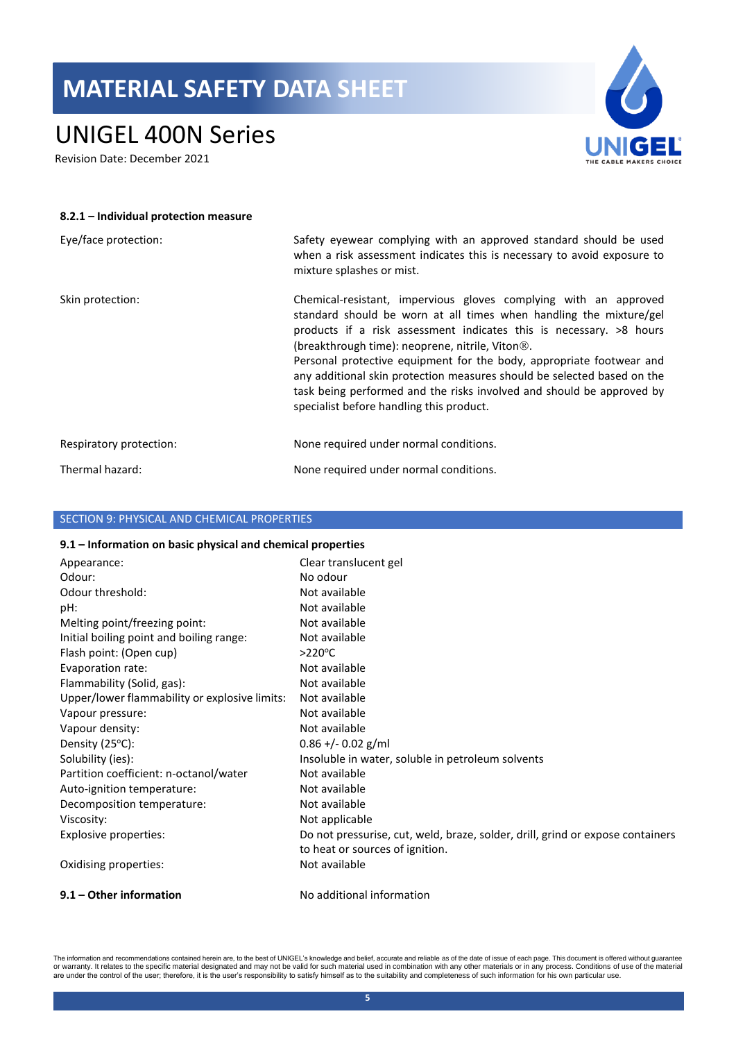#### 8.2.1 – Individual protection measure

| | |
|---|---|
| Eye/face protection: | Safety eyewear complying with an approved standard should be used when a risk assessment indicates this is necessary to avoid exposure to mixture splashes or mist. |
| Skin protection: | Chemical-resistant, impervious gloves complying with an approved standard should be worn at all times when handling the mixture/gel products if a risk assessment indicates this is necessary. >8 hours (breakthrough time): neoprene, nitrile, Viton®.<br>Personal protective equipment for the body, appropriate footwear and any additional skin protection measures should be selected based on the task being performed and the risks involved and should be approved by specialist before handling this product. |
| Respiratory protection: | None required under normal conditions. |
| Thermal hazard: | None required under normal conditions. |

## SECTION 9: PHYSICAL AND CHEMICAL PROPERTIES

#### 9.1 – Information on basic physical and chemical properties

| | |
|---|---|
| Appearance: | Clear translucent gel |
| Odour: | No odour |
| Odour threshold: | Not available |
| pH: | Not available |
| Melting point/freezing point: | Not available |
| Initial boiling point and boiling range: | Not available |
| Flash point: (Open cup) | >220°C |
| Evaporation rate: | Not available |
| Flammability (Solid, gas): | Not available |
| Upper/lower flammability or explosive limits: | Not available |
| Vapour pressure: | Not available |
| Vapour density: | Not available |
| Density (25°C): | 0.86 +/- 0.02 g/ml |
| Solubility (ies): | Insoluble in water, soluble in petroleum solvents |
| Partition coefficient: n-octanol/water | Not available |
| Auto-ignition temperature: | Not available |
| Decomposition temperature: | Not available |
| Viscosity: | Not applicable |
| Explosive properties: | Do not pressurise, cut, weld, braze, solder, drill, grind or expose containers to heat or sources of ignition. |
| Oxidising properties: | Not available |

**9.1 – Other information** No additional information

The information and recommendations contained herein are, to the best of UNIGEL's knowledge and belief, accurate and reliable as of the date of issue of each page. This document is offered without guarantee or warranty. It relates to the specific material designated and may not be valid for such material used in combination with any other materials or in any process. Conditions of use of the material are under the control of the user; therefore, it is the user's responsibility to satisfy himself as to the suitability and completeness of such information for his own particular use.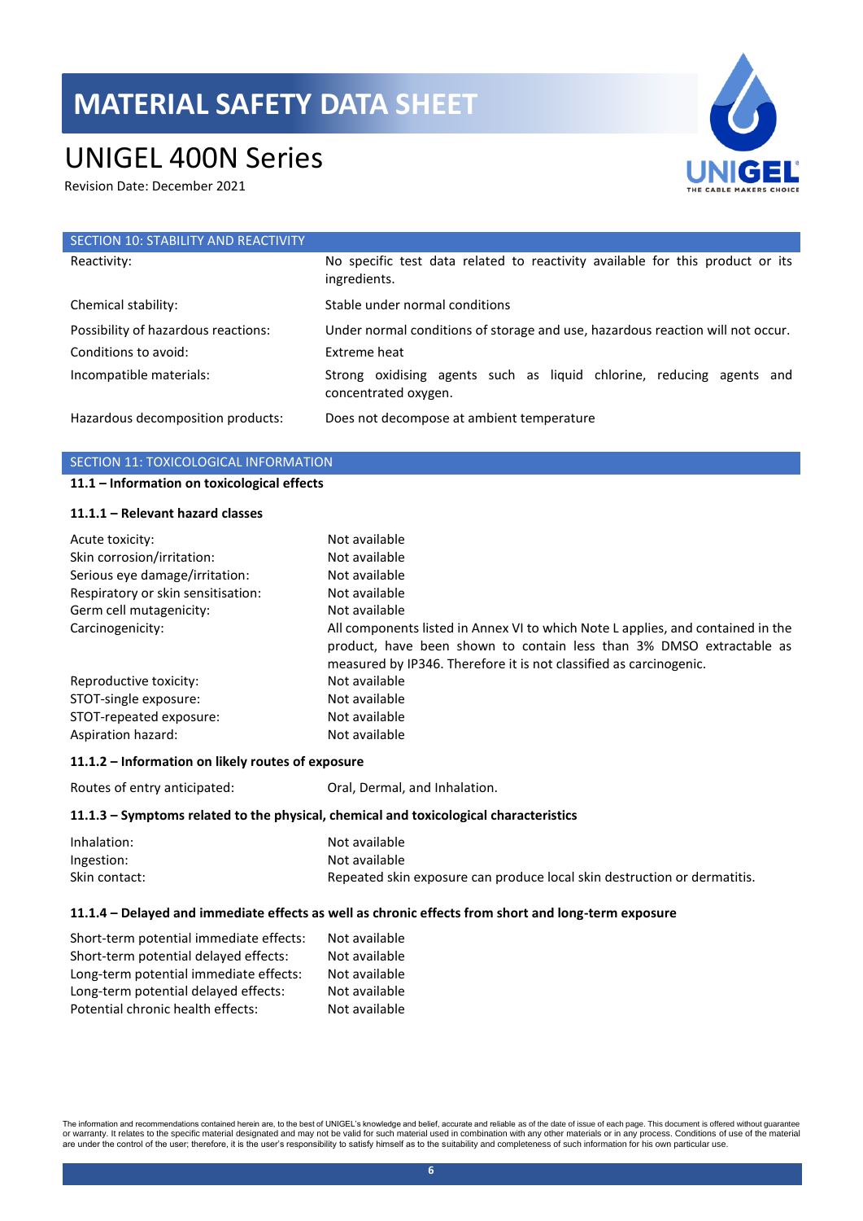## SECTION 10: STABILITY AND REACTIVITY

| | |
|---|---|
| Reactivity: | No specific test data related to reactivity available for this product or its ingredients. |
| Chemical stability: | Stable under normal conditions |
| Possibility of hazardous reactions: | Under normal conditions of storage and use, hazardous reaction will not occur. |
| Conditions to avoid: | Extreme heat |
| Incompatible materials: | Strong oxidising agents such as liquid chlorine, reducing agents and concentrated oxygen. |
| Hazardous decomposition products: | Does not decompose at ambient temperature |

## SECTION 11: TOXICOLOGICAL INFORMATION

### 11.1 – Information on toxicological effects

#### 11.1.1 – Relevant hazard classes

| | |
|---|---|
| Acute toxicity: | Not available |
| Skin corrosion/irritation: | Not available |
| Serious eye damage/irritation: | Not available |
| Respiratory or skin sensitisation: | Not available |
| Germ cell mutagenicity: | Not available |
| Carcinogenicity: | All components listed in Annex VI to which Note L applies, and contained in the product, have been shown to contain less than 3% DMSO extractable as measured by IP346. Therefore it is not classified as carcinogenic. |
| Reproductive toxicity: | Not available |
| STOT-single exposure: | Not available |
| STOT-repeated exposure: | Not available |
| Aspiration hazard: | Not available |

#### 11.1.2 – Information on likely routes of exposure

| | |
|---|---|
| Routes of entry anticipated: | Oral, Dermal, and Inhalation. |

#### 11.1.3 – Symptoms related to the physical, chemical and toxicological characteristics

| | |
|---|---|
| Inhalation: | Not available |
| Ingestion: | Not available |
| Skin contact: | Repeated skin exposure can produce local skin destruction or dermatitis. |

#### 11.1.4 – Delayed and immediate effects as well as chronic effects from short and long-term exposure

| | |
|---|---|
| Short-term potential immediate effects: | Not available |
| Short-term potential delayed effects: | Not available |
| Long-term potential immediate effects: | Not available |
| Long-term potential delayed effects: | Not available |
| Potential chronic health effects: | Not available |

The information and recommendations contained herein are, to the best of UNIGEL's knowledge and belief, accurate and reliable as of the date of issue of each page. This document is offered without guarantee or warranty. It relates to the specific material designated and may not be valid for such material used in combination with any other materials or in any process. Conditions of use of the material are under the control of the user; therefore, it is the user's responsibility to satisfy himself as to the suitability and completeness of such information for his own particular use.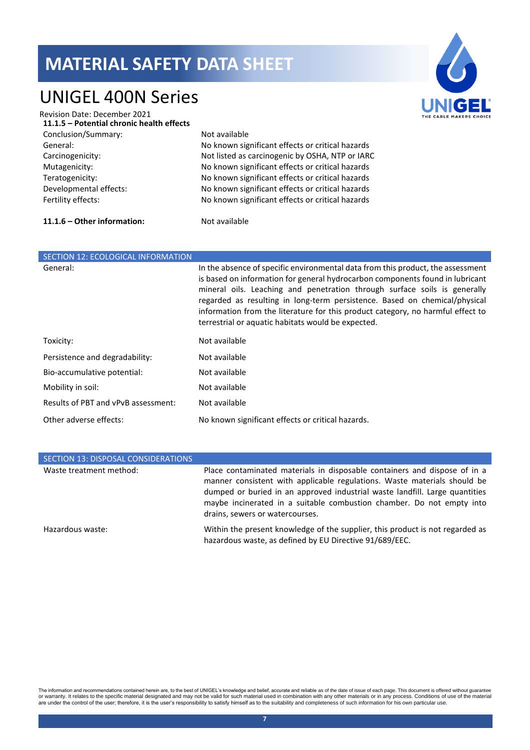**11.1.5 – Potential chronic health effects**

| | |
|---|---|
| Conclusion/Summary: | Not available |
| General: | No known significant effects or critical hazards |
| Carcinogenicity: | Not listed as carcinogenic by OSHA, NTP or IARC |
| Mutagenicity: | No known significant effects or critical hazards |
| Teratogenicity: | No known significant effects or critical hazards |
| Developmental effects: | No known significant effects or critical hazards |
| Fertility effects: | No known significant effects or critical hazards |

**11.1.6 – Other information:** Not available

## SECTION 12: ECOLOGICAL INFORMATION

| | |
|---|---|
| General: | In the absence of specific environmental data from this product, the assessment is based on information for general hydrocarbon components found in lubricant mineral oils. Leaching and penetration through surface soils is generally regarded as resulting in long-term persistence. Based on chemical/physical information from the literature for this product category, no harmful effect to terrestrial or aquatic habitats would be expected. |
| Toxicity: | Not available |
| Persistence and degradability: | Not available |
| Bio-accumulative potential: | Not available |
| Mobility in soil: | Not available |
| Results of PBT and vPvB assessment: | Not available |
| Other adverse effects: | No known significant effects or critical hazards. |

## SECTION 13: DISPOSAL CONSIDERATIONS

| | |
|---|---|
| Waste treatment method: | Place contaminated materials in disposable containers and dispose of in a manner consistent with applicable regulations. Waste materials should be dumped or buried in an approved industrial waste landfill. Large quantities maybe incinerated in a suitable combustion chamber. Do not empty into drains, sewers or watercourses. |
| Hazardous waste: | Within the present knowledge of the supplier, this product is not regarded as hazardous waste, as defined by EU Directive 91/689/EEC. |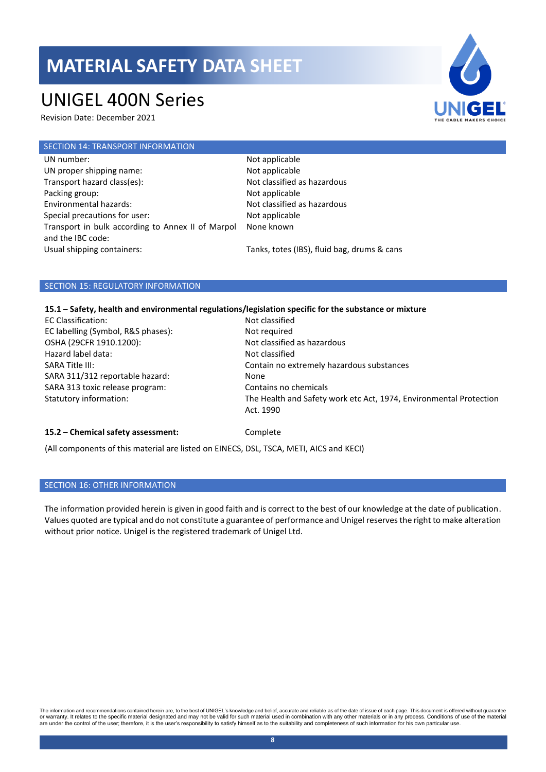## SECTION 14: TRANSPORT INFORMATION

| | |
|---|---|
| UN number: | Not applicable |
| UN proper shipping name: | Not applicable |
| Transport hazard class(es): | Not classified as hazardous |
| Packing group: | Not applicable |
| Environmental hazards: | Not classified as hazardous |
| Special precautions for user: | Not applicable |
| Transport in bulk according to Annex II of Marpol and the IBC code: | None known |
| Usual shipping containers: | Tanks, totes (IBS), fluid bag, drums & cans |

## SECTION 15: REGULATORY INFORMATION

**15.1 – Safety, health and environmental regulations/legislation specific for the substance or mixture**

| | |
|---|---|
| EC Classification: | Not classified |
| EC labelling (Symbol, R&S phases): | Not required |
| OSHA (29CFR 1910.1200): | Not classified as hazardous |
| Hazard label data: | Not classified |
| SARA Title III: | Contain no extremely hazardous substances |
| SARA 311/312 reportable hazard: | None |
| SARA 313 toxic release program: | Contains no chemicals |
| Statutory information: | The Health and Safety work etc Act, 1974, Environmental Protection Act. 1990 |

**15.2 – Chemical safety assessment:** Complete

(All components of this material are listed on EINECS, DSL, TSCA, METI, AICS and KECI)

## SECTION 16: OTHER INFORMATION

The information provided herein is given in good faith and is correct to the best of our knowledge at the date of publication. Values quoted are typical and do not constitute a guarantee of performance and Unigel reserves the right to make alteration without prior notice. Unigel is the registered trademark of Unigel Ltd.